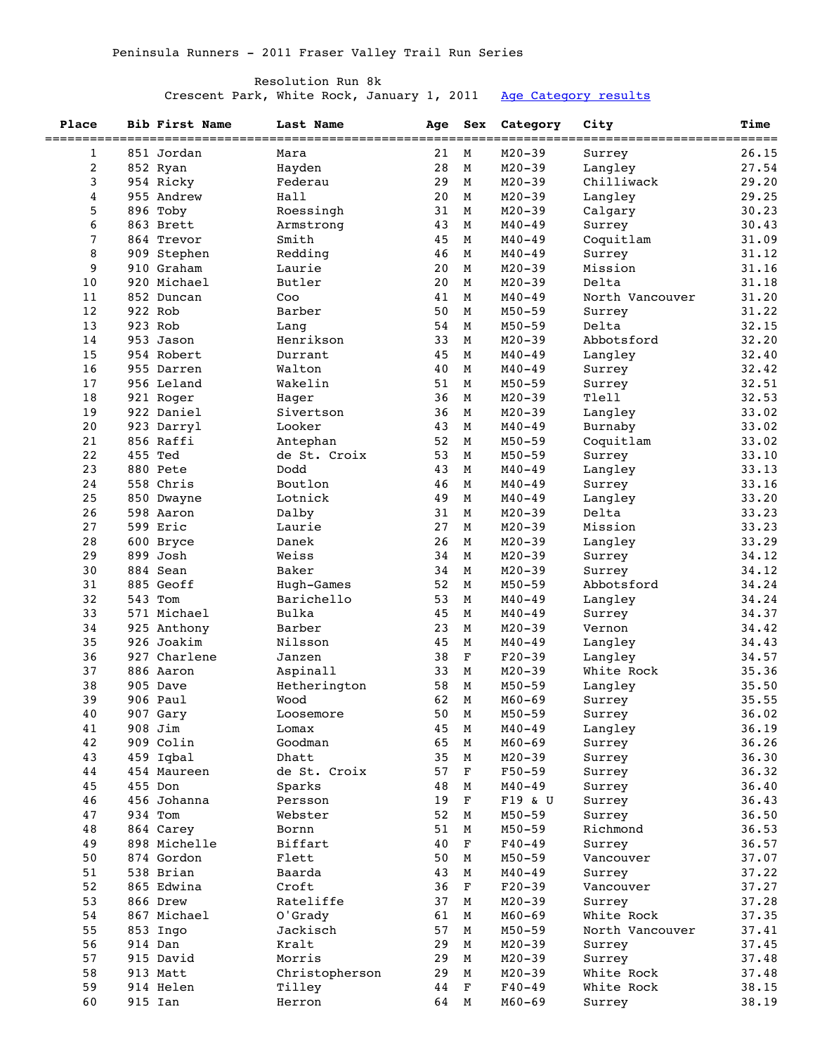Peninsula Runners - 2011 Fraser Valley Trail Run Series

Resolution Run 8k

Crescent Park, White Rock, January 1, 2011 Age Category results

| Place | Bib | First Name | Last Name | Age | Sex | Category | City | Time |
|---|---|---|---|---|---|---|---|---|
| 1 | 851 | Jordan | Mara | 21 | M | M20-39 | Surrey | 26.15 |
| 2 | 852 | Ryan | Hayden | 28 | M | M20-39 | Langley | 27.54 |
| 3 | 954 | Ricky | Federau | 29 | M | M20-39 | Chilliwack | 29.20 |
| 4 | 955 | Andrew | Hall | 20 | M | M20-39 | Langley | 29.25 |
| 5 | 896 | Toby | Roessingh | 31 | M | M20-39 | Calgary | 30.23 |
| 6 | 863 | Brett | Armstrong | 43 | M | M40-49 | Surrey | 30.43 |
| 7 | 864 | Trevor | Smith | 45 | M | M40-49 | Coquitlam | 31.09 |
| 8 | 909 | Stephen | Redding | 46 | M | M40-49 | Surrey | 31.12 |
| 9 | 910 | Graham | Laurie | 20 | M | M20-39 | Mission | 31.16 |
| 10 | 920 | Michael | Butler | 20 | M | M20-39 | Delta | 31.18 |
| 11 | 852 | Duncan | Coo | 41 | M | M40-49 | North Vancouver | 31.20 |
| 12 | 922 | Rob | Barber | 50 | M | M50-59 | Surrey | 31.22 |
| 13 | 923 | Rob | Lang | 54 | M | M50-59 | Delta | 32.15 |
| 14 | 953 | Jason | Henrikson | 33 | M | M20-39 | Abbotsford | 32.20 |
| 15 | 954 | Robert | Durrant | 45 | M | M40-49 | Langley | 32.40 |
| 16 | 955 | Darren | Walton | 40 | M | M40-49 | Surrey | 32.42 |
| 17 | 956 | Leland | Wakelin | 51 | M | M50-59 | Surrey | 32.51 |
| 18 | 921 | Roger | Hager | 36 | M | M20-39 | Tlell | 32.53 |
| 19 | 922 | Daniel | Sivertson | 36 | M | M20-39 | Langley | 33.02 |
| 20 | 923 | Darryl | Looker | 43 | M | M40-49 | Burnaby | 33.02 |
| 21 | 856 | Raffi | Antephan | 52 | M | M50-59 | Coquitlam | 33.02 |
| 22 | 455 | Ted | de St. Croix | 53 | M | M50-59 | Surrey | 33.10 |
| 23 | 880 | Pete | Dodd | 43 | M | M40-49 | Langley | 33.13 |
| 24 | 558 | Chris | Boutlon | 46 | M | M40-49 | Surrey | 33.16 |
| 25 | 850 | Dwayne | Lotnick | 49 | M | M40-49 | Langley | 33.20 |
| 26 | 598 | Aaron | Dalby | 31 | M | M20-39 | Delta | 33.23 |
| 27 | 599 | Eric | Laurie | 27 | M | M20-39 | Mission | 33.23 |
| 28 | 600 | Bryce | Danek | 26 | M | M20-39 | Langley | 33.29 |
| 29 | 899 | Josh | Weiss | 34 | M | M20-39 | Surrey | 34.12 |
| 30 | 884 | Sean | Baker | 34 | M | M20-39 | Surrey | 34.12 |
| 31 | 885 | Geoff | Hugh-Games | 52 | M | M50-59 | Abbotsford | 34.24 |
| 32 | 543 | Tom | Barichello | 53 | M | M40-49 | Langley | 34.24 |
| 33 | 571 | Michael | Bulka | 45 | M | M40-49 | Surrey | 34.37 |
| 34 | 925 | Anthony | Barber | 23 | M | M20-39 | Vernon | 34.42 |
| 35 | 926 | Joakim | Nilsson | 45 | M | M40-49 | Langley | 34.43 |
| 36 | 927 | Charlene | Janzen | 38 | F | F20-39 | Langley | 34.57 |
| 37 | 886 | Aaron | Aspinall | 33 | M | M20-39 | White Rock | 35.36 |
| 38 | 905 | Dave | Hetherington | 58 | M | M50-59 | Langley | 35.50 |
| 39 | 906 | Paul | Wood | 62 | M | M60-69 | Surrey | 35.55 |
| 40 | 907 | Gary | Loosemore | 50 | M | M50-59 | Surrey | 36.02 |
| 41 | 908 | Jim | Lomax | 45 | M | M40-49 | Langley | 36.19 |
| 42 | 909 | Colin | Goodman | 65 | M | M60-69 | Surrey | 36.26 |
| 43 | 459 | Iqbal | Dhatt | 35 | M | M20-39 | Surrey | 36.30 |
| 44 | 454 | Maureen | de St. Croix | 57 | F | F50-59 | Surrey | 36.32 |
| 45 | 455 | Don | Sparks | 48 | M | M40-49 | Surrey | 36.40 |
| 46 | 456 | Johanna | Persson | 19 | F | F19 & U | Surrey | 36.43 |
| 47 | 934 | Tom | Webster | 52 | M | M50-59 | Surrey | 36.50 |
| 48 | 864 | Carey | Bornn | 51 | M | M50-59 | Richmond | 36.53 |
| 49 | 898 | Michelle | Biffart | 40 | F | F40-49 | Surrey | 36.57 |
| 50 | 874 | Gordon | Flett | 50 | M | M50-59 | Vancouver | 37.07 |
| 51 | 538 | Brian | Baarda | 43 | M | M40-49 | Surrey | 37.22 |
| 52 | 865 | Edwina | Croft | 36 | F | F20-39 | Vancouver | 37.27 |
| 53 | 866 | Drew | Rateliffe | 37 | M | M20-39 | Surrey | 37.28 |
| 54 | 867 | Michael | O'Grady | 61 | M | M60-69 | White Rock | 37.35 |
| 55 | 853 | Ingo | Jackisch | 57 | M | M50-59 | North Vancouver | 37.41 |
| 56 | 914 | Dan | Kralt | 29 | M | M20-39 | Surrey | 37.45 |
| 57 | 915 | David | Morris | 29 | M | M20-39 | Surrey | 37.48 |
| 58 | 913 | Matt | Christopherson | 29 | M | M20-39 | White Rock | 37.48 |
| 59 | 914 | Helen | Tilley | 44 | F | F40-49 | White Rock | 38.15 |
| 60 | 915 | Ian | Herron | 64 | M | M60-69 | Surrey | 38.19 |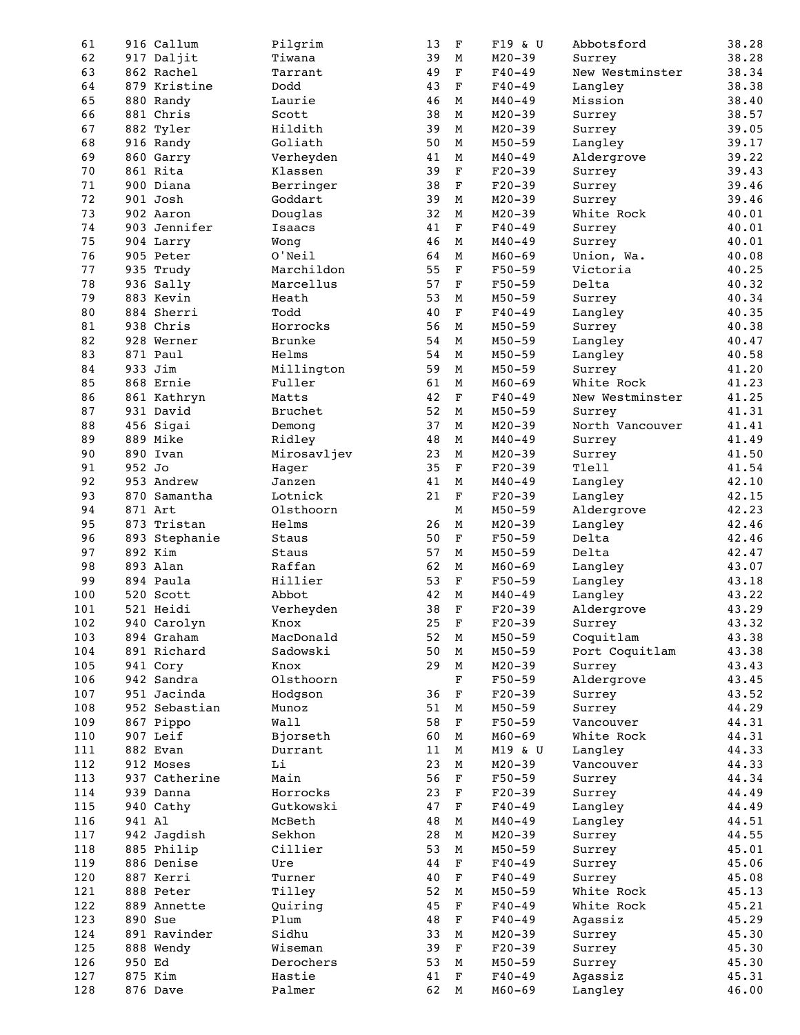| | | | | | | | | |
|---|---|---|---|---|---|---|---|---|
| 61 | 916 | Callum | Pilgrim | 13 | F | F19 & U | Abbotsford | 38.28 |
| 62 | 917 | Daljit | Tiwana | 39 | M | M20-39 | Surrey | 38.28 |
| 63 | 862 | Rachel | Tarrant | 49 | F | F40-49 | New Westminster | 38.34 |
| 64 | 879 | Kristine | Dodd | 43 | F | F40-49 | Langley | 38.38 |
| 65 | 880 | Randy | Laurie | 46 | M | M40-49 | Mission | 38.40 |
| 66 | 881 | Chris | Scott | 38 | M | M20-39 | Surrey | 38.57 |
| 67 | 882 | Tyler | Hildith | 39 | M | M20-39 | Surrey | 39.05 |
| 68 | 916 | Randy | Goliath | 50 | M | M50-59 | Langley | 39.17 |
| 69 | 860 | Garry | Verheyden | 41 | M | M40-49 | Aldergrove | 39.22 |
| 70 | 861 | Rita | Klassen | 39 | F | F20-39 | Surrey | 39.43 |
| 71 | 900 | Diana | Berringer | 38 | F | F20-39 | Surrey | 39.46 |
| 72 | 901 | Josh | Goddart | 39 | M | M20-39 | Surrey | 39.46 |
| 73 | 902 | Aaron | Douglas | 32 | M | M20-39 | White Rock | 40.01 |
| 74 | 903 | Jennifer | Isaacs | 41 | F | F40-49 | Surrey | 40.01 |
| 75 | 904 | Larry | Wong | 46 | M | M40-49 | Surrey | 40.01 |
| 76 | 905 | Peter | O'Neil | 64 | M | M60-69 | Union, Wa. | 40.08 |
| 77 | 935 | Trudy | Marchildon | 55 | F | F50-59 | Victoria | 40.25 |
| 78 | 936 | Sally | Marcellus | 57 | F | F50-59 | Delta | 40.32 |
| 79 | 883 | Kevin | Heath | 53 | M | M50-59 | Surrey | 40.34 |
| 80 | 884 | Sherri | Todd | 40 | F | F40-49 | Langley | 40.35 |
| 81 | 938 | Chris | Horrocks | 56 | M | M50-59 | Surrey | 40.38 |
| 82 | 928 | Werner | Brunke | 54 | M | M50-59 | Langley | 40.47 |
| 83 | 871 | Paul | Helms | 54 | M | M50-59 | Langley | 40.58 |
| 84 | 933 | Jim | Millington | 59 | M | M50-59 | Surrey | 41.20 |
| 85 | 868 | Ernie | Fuller | 61 | M | M60-69 | White Rock | 41.23 |
| 86 | 861 | Kathryn | Matts | 42 | F | F40-49 | New Westminster | 41.25 |
| 87 | 931 | David | Bruchet | 52 | M | M50-59 | Surrey | 41.31 |
| 88 | 456 | Sigai | Demong | 37 | M | M20-39 | North Vancouver | 41.41 |
| 89 | 889 | Mike | Ridley | 48 | M | M40-49 | Surrey | 41.49 |
| 90 | 890 | Ivan | Mirosavljev | 23 | M | M20-39 | Surrey | 41.50 |
| 91 | 952 | Jo | Hager | 35 | F | F20-39 | Tlell | 41.54 |
| 92 | 953 | Andrew | Janzen | 41 | M | M40-49 | Langley | 42.10 |
| 93 | 870 | Samantha | Lotnick | 21 | F | F20-39 | Langley | 42.15 |
| 94 | 871 | Art | Olsthoorn | | M | M50-59 | Aldergrove | 42.23 |
| 95 | 873 | Tristan | Helms | 26 | M | M20-39 | Langley | 42.46 |
| 96 | 893 | Stephanie | Staus | 50 | F | F50-59 | Delta | 42.46 |
| 97 | 892 | Kim | Staus | 57 | M | M50-59 | Delta | 42.47 |
| 98 | 893 | Alan | Raffan | 62 | M | M60-69 | Langley | 43.07 |
| 99 | 894 | Paula | Hillier | 53 | F | F50-59 | Langley | 43.18 |
| 100 | 520 | Scott | Abbot | 42 | M | M40-49 | Langley | 43.22 |
| 101 | 521 | Heidi | Verheyden | 38 | F | F20-39 | Aldergrove | 43.29 |
| 102 | 940 | Carolyn | Knox | 25 | F | F20-39 | Surrey | 43.32 |
| 103 | 894 | Graham | MacDonald | 52 | M | M50-59 | Coquitlam | 43.38 |
| 104 | 891 | Richard | Sadowski | 50 | M | M50-59 | Port Coquitlam | 43.38 |
| 105 | 941 | Cory | Knox | 29 | M | M20-39 | Surrey | 43.43 |
| 106 | 942 | Sandra | Olsthoorn | | F | F50-59 | Aldergrove | 43.45 |
| 107 | 951 | Jacinda | Hodgson | 36 | F | F20-39 | Surrey | 43.52 |
| 108 | 952 | Sebastian | Munoz | 51 | M | M50-59 | Surrey | 44.29 |
| 109 | 867 | Pippo | Wall | 58 | F | F50-59 | Vancouver | 44.31 |
| 110 | 907 | Leif | Bjorseth | 60 | M | M60-69 | White Rock | 44.31 |
| 111 | 882 | Evan | Durrant | 11 | M | M19 & U | Langley | 44.33 |
| 112 | 912 | Moses | Li | 23 | M | M20-39 | Vancouver | 44.33 |
| 113 | 937 | Catherine | Main | 56 | F | F50-59 | Surrey | 44.34 |
| 114 | 939 | Danna | Horrocks | 23 | F | F20-39 | Surrey | 44.49 |
| 115 | 940 | Cathy | Gutkowski | 47 | F | F40-49 | Langley | 44.49 |
| 116 | 941 | Al | McBeth | 48 | M | M40-49 | Langley | 44.51 |
| 117 | 942 | Jagdish | Sekhon | 28 | M | M20-39 | Surrey | 44.55 |
| 118 | 885 | Philip | Cillier | 53 | M | M50-59 | Surrey | 45.01 |
| 119 | 886 | Denise | Ure | 44 | F | F40-49 | Surrey | 45.06 |
| 120 | 887 | Kerri | Turner | 40 | F | F40-49 | Surrey | 45.08 |
| 121 | 888 | Peter | Tilley | 52 | M | M50-59 | White Rock | 45.13 |
| 122 | 889 | Annette | Quiring | 45 | F | F40-49 | White Rock | 45.21 |
| 123 | 890 | Sue | Plum | 48 | F | F40-49 | Agassiz | 45.29 |
| 124 | 891 | Ravinder | Sidhu | 33 | M | M20-39 | Surrey | 45.30 |
| 125 | 888 | Wendy | Wiseman | 39 | F | F20-39 | Surrey | 45.30 |
| 126 | 950 | Ed | Derochers | 53 | M | M50-59 | Surrey | 45.30 |
| 127 | 875 | Kim | Hastie | 41 | F | F40-49 | Agassiz | 45.31 |
| 128 | 876 | Dave | Palmer | 62 | M | M60-69 | Langley | 46.00 |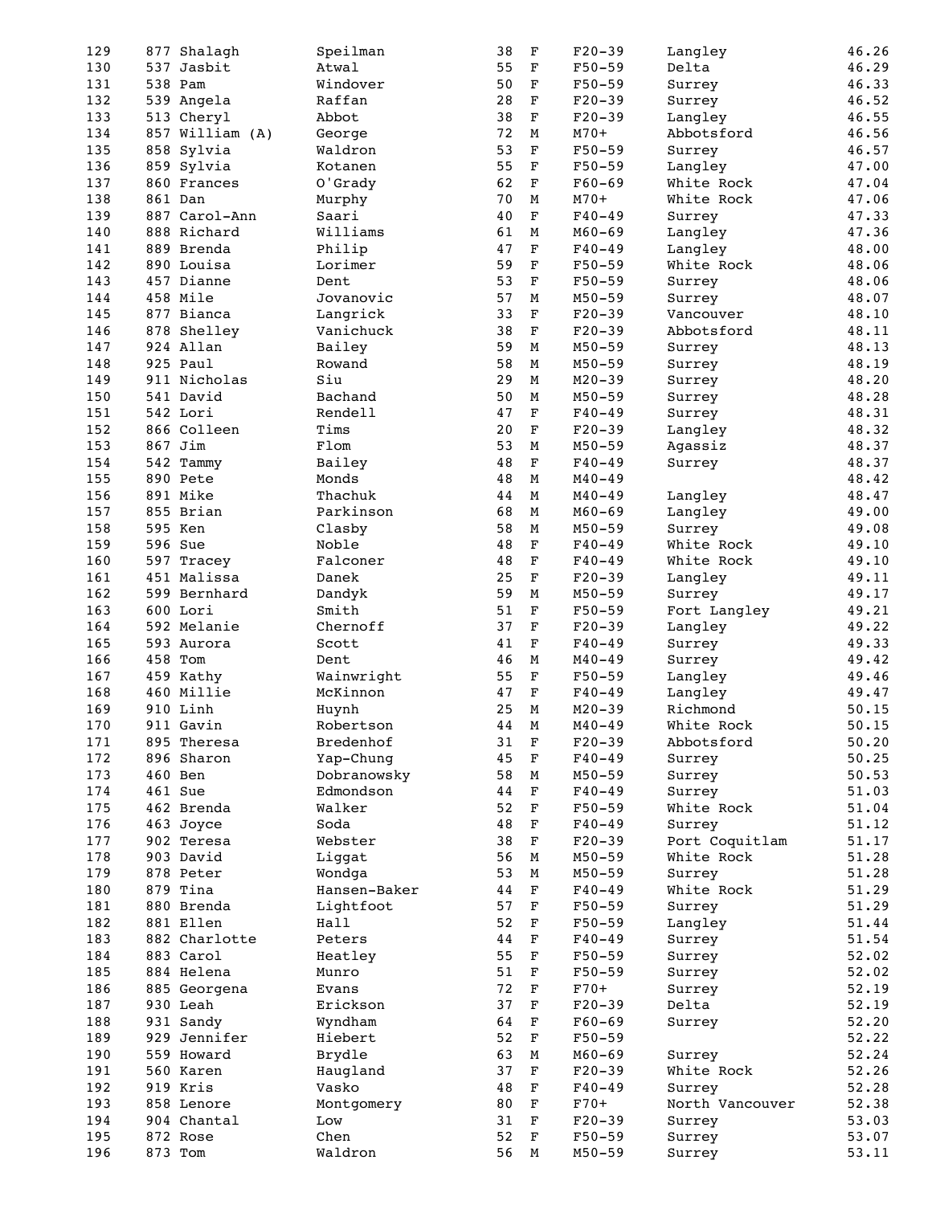| | | | | | | | | |
|---|---|---|---|---|---|---|---|---|
| 129 | 877 | Shalagh | Speilman | 38 | F | F20-39 | Langley | 46.26 |
| 130 | 537 | Jasbit | Atwal | 55 | F | F50-59 | Delta | 46.29 |
| 131 | 538 | Pam | Windover | 50 | F | F50-59 | Surrey | 46.33 |
| 132 | 539 | Angela | Raffan | 28 | F | F20-39 | Surrey | 46.52 |
| 133 | 513 | Cheryl | Abbot | 38 | F | F20-39 | Langley | 46.55 |
| 134 | 857 | William (A) | George | 72 | M | M70+ | Abbotsford | 46.56 |
| 135 | 858 | Sylvia | Waldron | 53 | F | F50-59 | Surrey | 46.57 |
| 136 | 859 | Sylvia | Kotanen | 55 | F | F50-59 | Langley | 47.00 |
| 137 | 860 | Frances | O'Grady | 62 | F | F60-69 | White Rock | 47.04 |
| 138 | 861 | Dan | Murphy | 70 | M | M70+ | White Rock | 47.06 |
| 139 | 887 | Carol-Ann | Saari | 40 | F | F40-49 | Surrey | 47.33 |
| 140 | 888 | Richard | Williams | 61 | M | M60-69 | Langley | 47.36 |
| 141 | 889 | Brenda | Philip | 47 | F | F40-49 | Langley | 48.00 |
| 142 | 890 | Louisa | Lorimer | 59 | F | F50-59 | White Rock | 48.06 |
| 143 | 457 | Dianne | Dent | 53 | F | F50-59 | Surrey | 48.06 |
| 144 | 458 | Mile | Jovanovic | 57 | M | M50-59 | Surrey | 48.07 |
| 145 | 877 | Bianca | Langrick | 33 | F | F20-39 | Vancouver | 48.10 |
| 146 | 878 | Shelley | Vanichuck | 38 | F | F20-39 | Abbotsford | 48.11 |
| 147 | 924 | Allan | Bailey | 59 | M | M50-59 | Surrey | 48.13 |
| 148 | 925 | Paul | Rowand | 58 | M | M50-59 | Surrey | 48.19 |
| 149 | 911 | Nicholas | Siu | 29 | M | M20-39 | Surrey | 48.20 |
| 150 | 541 | David | Bachand | 50 | M | M50-59 | Surrey | 48.28 |
| 151 | 542 | Lori | Rendell | 47 | F | F40-49 | Surrey | 48.31 |
| 152 | 866 | Colleen | Tims | 20 | F | F20-39 | Langley | 48.32 |
| 153 | 867 | Jim | Flom | 53 | M | M50-59 | Agassiz | 48.37 |
| 154 | 542 | Tammy | Bailey | 48 | F | F40-49 | Surrey | 48.37 |
| 155 | 890 | Pete | Monds | 48 | M | M40-49 | | 48.42 |
| 156 | 891 | Mike | Thachuk | 44 | M | M40-49 | Langley | 48.47 |
| 157 | 855 | Brian | Parkinson | 68 | M | M60-69 | Langley | 49.00 |
| 158 | 595 | Ken | Clasby | 58 | M | M50-59 | Surrey | 49.08 |
| 159 | 596 | Sue | Noble | 48 | F | F40-49 | White Rock | 49.10 |
| 160 | 597 | Tracey | Falconer | 48 | F | F40-49 | White Rock | 49.10 |
| 161 | 451 | Malissa | Danek | 25 | F | F20-39 | Langley | 49.11 |
| 162 | 599 | Bernhard | Dandyk | 59 | M | M50-59 | Surrey | 49.17 |
| 163 | 600 | Lori | Smith | 51 | F | F50-59 | Fort Langley | 49.21 |
| 164 | 592 | Melanie | Chernoff | 37 | F | F20-39 | Langley | 49.22 |
| 165 | 593 | Aurora | Scott | 41 | F | F40-49 | Surrey | 49.33 |
| 166 | 458 | Tom | Dent | 46 | M | M40-49 | Surrey | 49.42 |
| 167 | 459 | Kathy | Wainwright | 55 | F | F50-59 | Langley | 49.46 |
| 168 | 460 | Millie | McKinnon | 47 | F | F40-49 | Langley | 49.47 |
| 169 | 910 | Linh | Huynh | 25 | M | M20-39 | Richmond | 50.15 |
| 170 | 911 | Gavin | Robertson | 44 | M | M40-49 | White Rock | 50.15 |
| 171 | 895 | Theresa | Bredenhof | 31 | F | F20-39 | Abbotsford | 50.20 |
| 172 | 896 | Sharon | Yap-Chung | 45 | F | F40-49 | Surrey | 50.25 |
| 173 | 460 | Ben | Dobranowsky | 58 | M | M50-59 | Surrey | 50.53 |
| 174 | 461 | Sue | Edmondson | 44 | F | F40-49 | Surrey | 51.03 |
| 175 | 462 | Brenda | Walker | 52 | F | F50-59 | White Rock | 51.04 |
| 176 | 463 | Joyce | Soda | 48 | F | F40-49 | Surrey | 51.12 |
| 177 | 902 | Teresa | Webster | 38 | F | F20-39 | Port Coquitlam | 51.17 |
| 178 | 903 | David | Liggat | 56 | M | M50-59 | White Rock | 51.28 |
| 179 | 878 | Peter | Wondga | 53 | M | M50-59 | Surrey | 51.28 |
| 180 | 879 | Tina | Hansen-Baker | 44 | F | F40-49 | White Rock | 51.29 |
| 181 | 880 | Brenda | Lightfoot | 57 | F | F50-59 | Surrey | 51.29 |
| 182 | 881 | Ellen | Hall | 52 | F | F50-59 | Langley | 51.44 |
| 183 | 882 | Charlotte | Peters | 44 | F | F40-49 | Surrey | 51.54 |
| 184 | 883 | Carol | Heatley | 55 | F | F50-59 | Surrey | 52.02 |
| 185 | 884 | Helena | Munro | 51 | F | F50-59 | Surrey | 52.02 |
| 186 | 885 | Georgena | Evans | 72 | F | F70+ | Surrey | 52.19 |
| 187 | 930 | Leah | Erickson | 37 | F | F20-39 | Delta | 52.19 |
| 188 | 931 | Sandy | Wyndham | 64 | F | F60-69 | Surrey | 52.20 |
| 189 | 929 | Jennifer | Hiebert | 52 | F | F50-59 | | 52.22 |
| 190 | 559 | Howard | Brydle | 63 | M | M60-69 | Surrey | 52.24 |
| 191 | 560 | Karen | Haugland | 37 | F | F20-39 | White Rock | 52.26 |
| 192 | 919 | Kris | Vasko | 48 | F | F40-49 | Surrey | 52.28 |
| 193 | 858 | Lenore | Montgomery | 80 | F | F70+ | North Vancouver | 52.38 |
| 194 | 904 | Chantal | Low | 31 | F | F20-39 | Surrey | 53.03 |
| 195 | 872 | Rose | Chen | 52 | F | F50-59 | Surrey | 53.07 |
| 196 | 873 | Tom | Waldron | 56 | M | M50-59 | Surrey | 53.11 |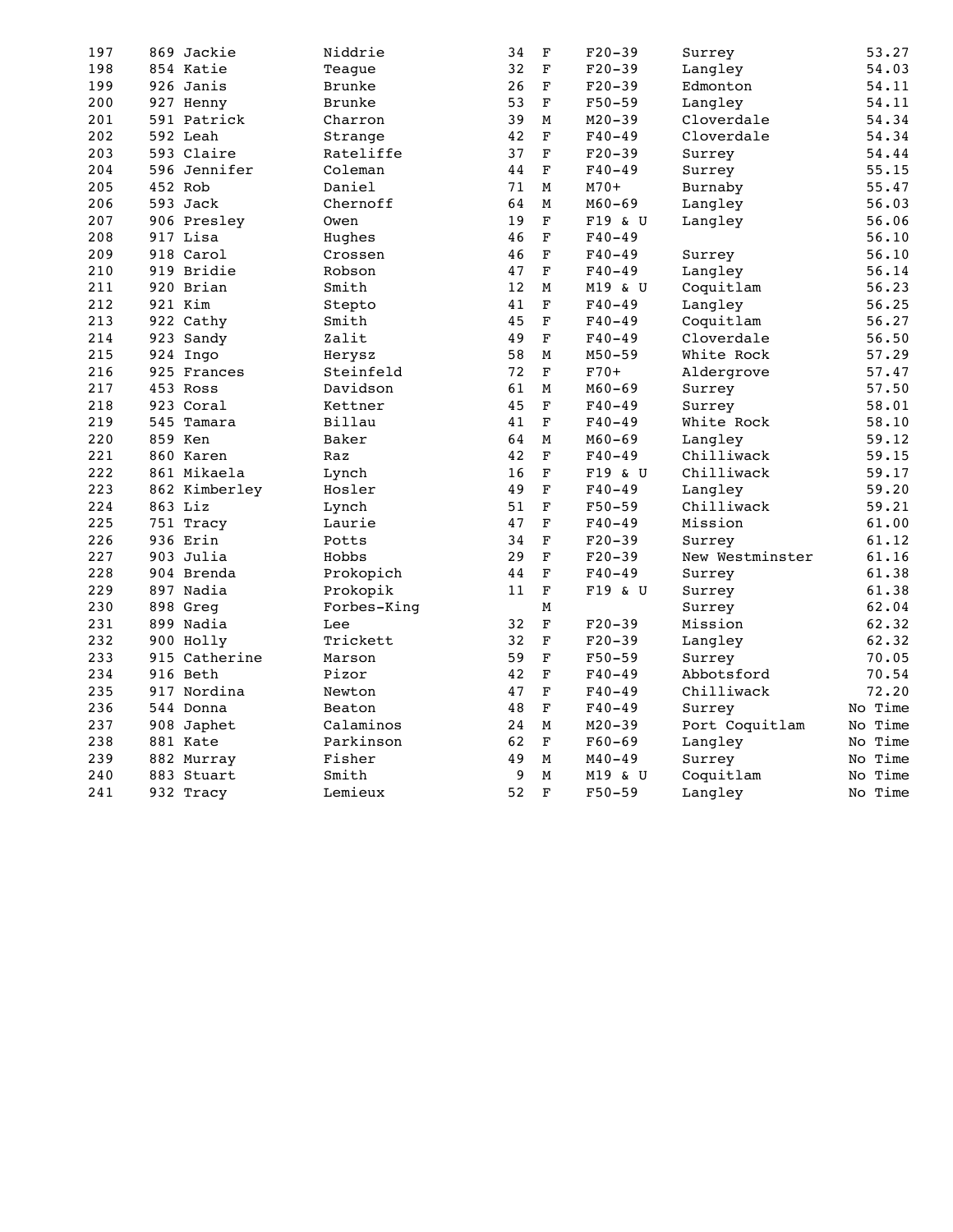| | | | | | | | | |
|---|---|---|---|---|---|---|---|---|
| 197 | 869 | Jackie | Niddrie | 34 | F | F20-39 | Surrey | 53.27 |
| 198 | 854 | Katie | Teague | 32 | F | F20-39 | Langley | 54.03 |
| 199 | 926 | Janis | Brunke | 26 | F | F20-39 | Edmonton | 54.11 |
| 200 | 927 | Henny | Brunke | 53 | F | F50-59 | Langley | 54.11 |
| 201 | 591 | Patrick | Charron | 39 | M | M20-39 | Cloverdale | 54.34 |
| 202 | 592 | Leah | Strange | 42 | F | F40-49 | Cloverdale | 54.34 |
| 203 | 593 | Claire | Rateliffe | 37 | F | F20-39 | Surrey | 54.44 |
| 204 | 596 | Jennifer | Coleman | 44 | F | F40-49 | Surrey | 55.15 |
| 205 | 452 | Rob | Daniel | 71 | M | M70+ | Burnaby | 55.47 |
| 206 | 593 | Jack | Chernoff | 64 | M | M60-69 | Langley | 56.03 |
| 207 | 906 | Presley | Owen | 19 | F | F19 & U | Langley | 56.06 |
| 208 | 917 | Lisa | Hughes | 46 | F | F40-49 | | 56.10 |
| 209 | 918 | Carol | Crossen | 46 | F | F40-49 | Surrey | 56.10 |
| 210 | 919 | Bridie | Robson | 47 | F | F40-49 | Langley | 56.14 |
| 211 | 920 | Brian | Smith | 12 | M | M19 & U | Coquitlam | 56.23 |
| 212 | 921 | Kim | Stepto | 41 | F | F40-49 | Langley | 56.25 |
| 213 | 922 | Cathy | Smith | 45 | F | F40-49 | Coquitlam | 56.27 |
| 214 | 923 | Sandy | Zalit | 49 | F | F40-49 | Cloverdale | 56.50 |
| 215 | 924 | Ingo | Herysz | 58 | M | M50-59 | White Rock | 57.29 |
| 216 | 925 | Frances | Steinfeld | 72 | F | F70+ | Aldergrove | 57.47 |
| 217 | 453 | Ross | Davidson | 61 | M | M60-69 | Surrey | 57.50 |
| 218 | 923 | Coral | Kettner | 45 | F | F40-49 | Surrey | 58.01 |
| 219 | 545 | Tamara | Billau | 41 | F | F40-49 | White Rock | 58.10 |
| 220 | 859 | Ken | Baker | 64 | M | M60-69 | Langley | 59.12 |
| 221 | 860 | Karen | Raz | 42 | F | F40-49 | Chilliwack | 59.15 |
| 222 | 861 | Mikaela | Lynch | 16 | F | F19 & U | Chilliwack | 59.17 |
| 223 | 862 | Kimberley | Hosler | 49 | F | F40-49 | Langley | 59.20 |
| 224 | 863 | Liz | Lynch | 51 | F | F50-59 | Chilliwack | 59.21 |
| 225 | 751 | Tracy | Laurie | 47 | F | F40-49 | Mission | 61.00 |
| 226 | 936 | Erin | Potts | 34 | F | F20-39 | Surrey | 61.12 |
| 227 | 903 | Julia | Hobbs | 29 | F | F20-39 | New Westminster | 61.16 |
| 228 | 904 | Brenda | Prokopich | 44 | F | F40-49 | Surrey | 61.38 |
| 229 | 897 | Nadia | Prokopik | 11 | F | F19 & U | Surrey | 61.38 |
| 230 | 898 | Greg | Forbes-King | | M | | Surrey | 62.04 |
| 231 | 899 | Nadia | Lee | 32 | F | F20-39 | Mission | 62.32 |
| 232 | 900 | Holly | Trickett | 32 | F | F20-39 | Langley | 62.32 |
| 233 | 915 | Catherine | Marson | 59 | F | F50-59 | Surrey | 70.05 |
| 234 | 916 | Beth | Pizor | 42 | F | F40-49 | Abbotsford | 70.54 |
| 235 | 917 | Nordina | Newton | 47 | F | F40-49 | Chilliwack | 72.20 |
| 236 | 544 | Donna | Beaton | 48 | F | F40-49 | Surrey | No Time |
| 237 | 908 | Japhet | Calaminos | 24 | M | M20-39 | Port Coquitlam | No Time |
| 238 | 881 | Kate | Parkinson | 62 | F | F60-69 | Langley | No Time |
| 239 | 882 | Murray | Fisher | 49 | M | M40-49 | Surrey | No Time |
| 240 | 883 | Stuart | Smith | 9 | M | M19 & U | Coquitlam | No Time |
| 241 | 932 | Tracy | Lemieux | 52 | F | F50-59 | Langley | No Time |